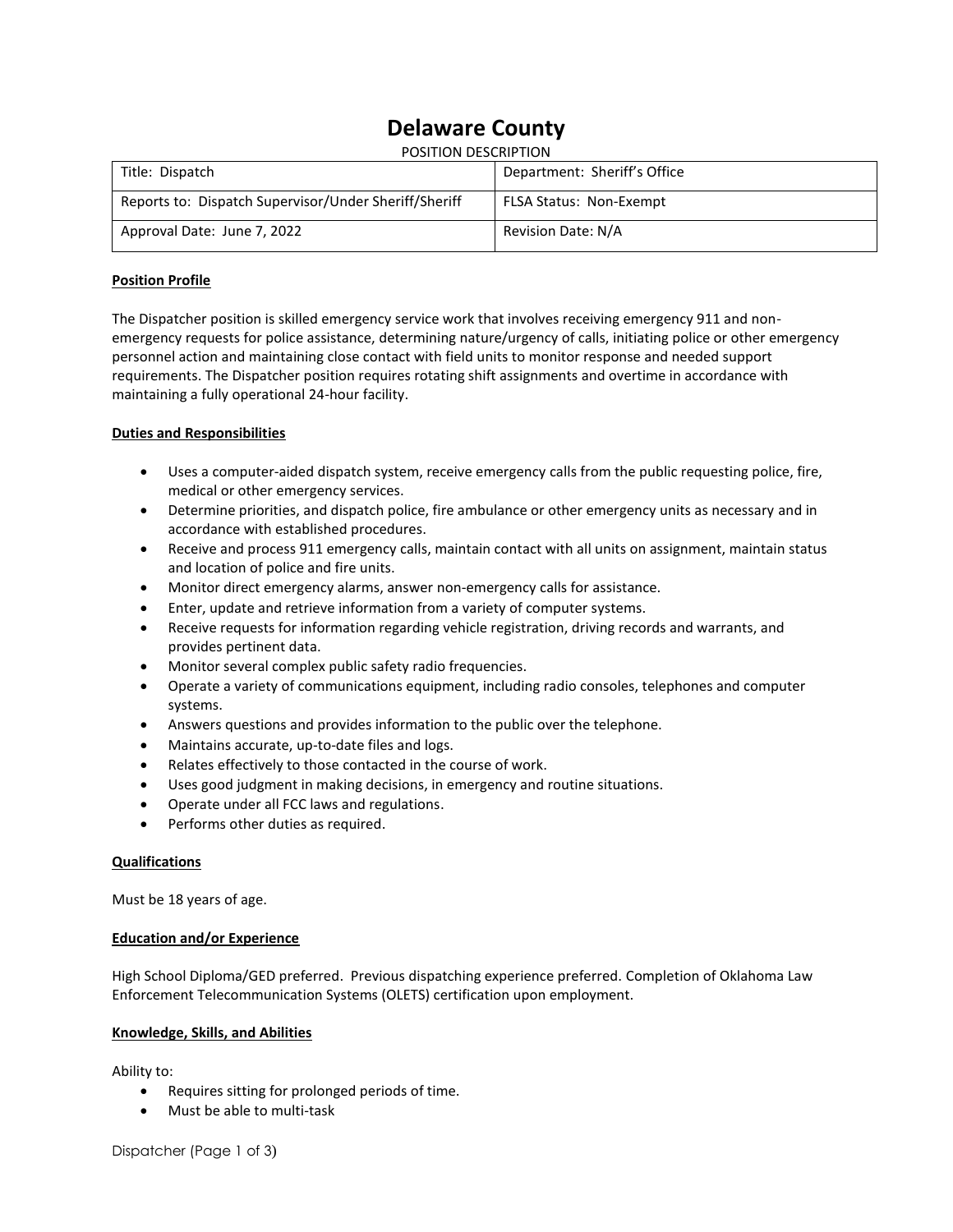# Delaware County

POSITION DESCRIPTION

| Title: Dispatch | Department: Sheriff's Office |
|---|---|
| Reports to: Dispatch Supervisor/Under Sheriff/Sheriff | FLSA Status: Non-Exempt |
| Approval Date: June 7, 2022 | Revision Date: N/A |

## Position Profile

The Dispatcher position is skilled emergency service work that involves receiving emergency 911 and non-emergency requests for police assistance, determining nature/urgency of calls, initiating police or other emergency personnel action and maintaining close contact with field units to monitor response and needed support requirements. The Dispatcher position requires rotating shift assignments and overtime in accordance with maintaining a fully operational 24-hour facility.

## Duties and Responsibilities

- Uses a computer-aided dispatch system, receive emergency calls from the public requesting police, fire, medical or other emergency services.
- Determine priorities, and dispatch police, fire ambulance or other emergency units as necessary and in accordance with established procedures.
- Receive and process 911 emergency calls, maintain contact with all units on assignment, maintain status and location of police and fire units.
- Monitor direct emergency alarms, answer non-emergency calls for assistance.
- Enter, update and retrieve information from a variety of computer systems.
- Receive requests for information regarding vehicle registration, driving records and warrants, and provides pertinent data.
- Monitor several complex public safety radio frequencies.
- Operate a variety of communications equipment, including radio consoles, telephones and computer systems.
- Answers questions and provides information to the public over the telephone.
- Maintains accurate, up-to-date files and logs.
- Relates effectively to those contacted in the course of work.
- Uses good judgment in making decisions, in emergency and routine situations.
- Operate under all FCC laws and regulations.
- Performs other duties as required.

## Qualifications

Must be 18 years of age.

## Education and/or Experience

High School Diploma/GED preferred. Previous dispatching experience preferred. Completion of Oklahoma Law Enforcement Telecommunication Systems (OLETS) certification upon employment.

## Knowledge, Skills, and Abilities

Ability to:

- Requires sitting for prolonged periods of time.
- Must be able to multi-task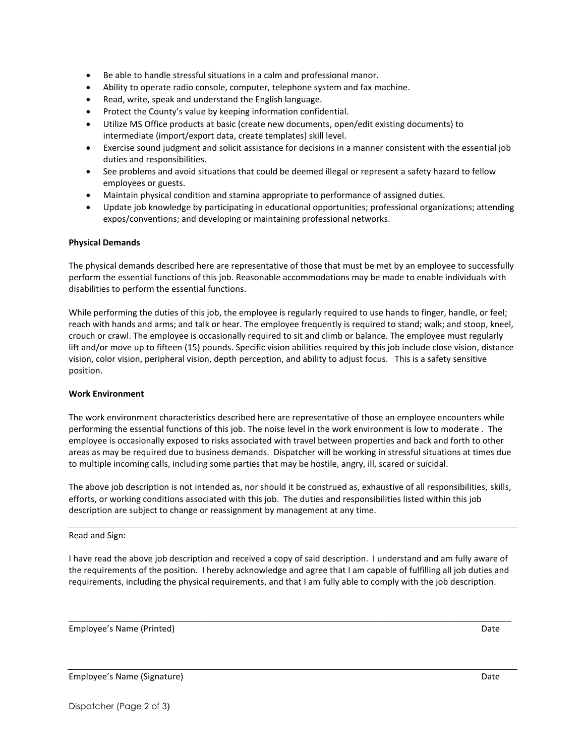- Be able to handle stressful situations in a calm and professional manor.
- Ability to operate radio console, computer, telephone system and fax machine.
- Read, write, speak and understand the English language.
- Protect the County's value by keeping information confidential.
- Utilize MS Office products at basic (create new documents, open/edit existing documents) to intermediate (import/export data, create templates) skill level.
- Exercise sound judgment and solicit assistance for decisions in a manner consistent with the essential job duties and responsibilities.
- See problems and avoid situations that could be deemed illegal or represent a safety hazard to fellow employees or guests.
- Maintain physical condition and stamina appropriate to performance of assigned duties.
- Update job knowledge by participating in educational opportunities; professional organizations; attending expos/conventions; and developing or maintaining professional networks.

**Physical Demands**

The physical demands described here are representative of those that must be met by an employee to successfully perform the essential functions of this job. Reasonable accommodations may be made to enable individuals with disabilities to perform the essential functions.

While performing the duties of this job, the employee is regularly required to use hands to finger, handle, or feel; reach with hands and arms; and talk or hear. The employee frequently is required to stand; walk; and stoop, kneel, crouch or crawl. The employee is occasionally required to sit and climb or balance. The employee must regularly lift and/or move up to fifteen (15) pounds. Specific vision abilities required by this job include close vision, distance vision, color vision, peripheral vision, depth perception, and ability to adjust focus. This is a safety sensitive position.

**Work Environment**

The work environment characteristics described here are representative of those an employee encounters while performing the essential functions of this job. The noise level in the work environment is low to moderate . The employee is occasionally exposed to risks associated with travel between properties and back and forth to other areas as may be required due to business demands. Dispatcher will be working in stressful situations at times due to multiple incoming calls, including some parties that may be hostile, angry, ill, scared or suicidal.

The above job description is not intended as, nor should it be construed as, exhaustive of all responsibilities, skills, efforts, or working conditions associated with this job. The duties and responsibilities listed within this job description are subject to change or reassignment by management at any time.

---

Read and Sign:

I have read the above job description and received a copy of said description. I understand and am fully aware of the requirements of the position. I hereby acknowledge and agree that I am capable of fulfilling all job duties and requirements, including the physical requirements, and that I am fully able to comply with the job description.

\_\_\_\_\_\_\_\_\_\_\_\_\_\_\_\_\_\_\_\_\_\_\_\_\_\_\_\_\_\_\_\_\_\_\_\_\_\_\_\_\_\_\_\_\_\_\_\_\_\_\_\_\_\_\_\_\_\_\_\_\_\_\_\_\_\_\_\_\_\_\_\_\_\_\_\_

Employee's Name (Printed) Date

\_\_\_\_\_\_\_\_\_\_\_\_\_\_\_\_\_\_\_\_\_\_\_\_\_\_\_\_\_\_\_\_\_\_\_\_\_\_\_\_\_\_\_\_\_\_\_\_\_\_\_\_\_\_\_\_\_\_\_\_\_\_\_\_\_\_\_\_\_\_\_\_\_\_\_\_

Employee's Name (Signature) Date